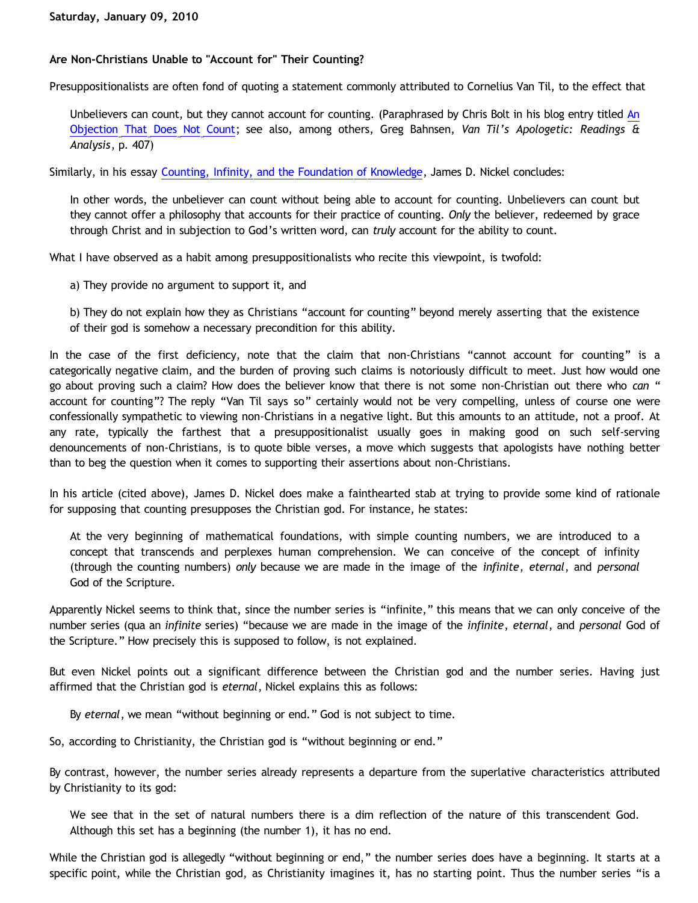Saturday, January 09, 2010

**Are Non-Christians Unable to "Account for" Their Counting?**

Presuppositionalists are often fond of quoting a statement commonly attributed to Cornelius Van Til, to the effect that

> Unbelievers can count, but they cannot account for counting. (Paraphrased by Chris Bolt in his blog entry titled An Objection That Does Not Count; see also, among others, Greg Bahnsen, *Van Til's Apologetic: Readings & Analysis*, p. 407)

Similarly, in his essay Counting, Infinity, and the Foundation of Knowledge, James D. Nickel concludes:

> In other words, the unbeliever can count without being able to account for counting. Unbelievers can count but they cannot offer a philosophy that accounts for their practice of counting. *Only* the believer, redeemed by grace through Christ and in subjection to God's written word, can *truly* account for the ability to count.

What I have observed as a habit among presuppositionalists who recite this viewpoint, is twofold:

> a) They provide no argument to support it, and
>
> b) They do not explain how they as Christians "account for counting" beyond merely asserting that the existence of their god is somehow a necessary precondition for this ability.

In the case of the first deficiency, note that the claim that non-Christians "cannot account for counting" is a categorically negative claim, and the burden of proving such claims is notoriously difficult to meet. Just how would one go about proving such a claim? How does the believer know that there is not some non-Christian out there who *can* " account for counting"? The reply "Van Til says so" certainly would not be very compelling, unless of course one were confessionally sympathetic to viewing non-Christians in a negative light. But this amounts to an attitude, not a proof. At any rate, typically the farthest that a presuppositionalist usually goes in making good on such self-serving denouncements of non-Christians, is to quote bible verses, a move which suggests that apologists have nothing better than to beg the question when it comes to supporting their assertions about non-Christians.

In his article (cited above), James D. Nickel does make a fainthearted stab at trying to provide some kind of rationale for supposing that counting presupposes the Christian god. For instance, he states:

> At the very beginning of mathematical foundations, with simple counting numbers, we are introduced to a concept that transcends and perplexes human comprehension. We can conceive of the concept of infinity (through the counting numbers) *only* because we are made in the image of the *infinite*, *eternal*, and *personal* God of the Scripture.

Apparently Nickel seems to think that, since the number series is "infinite," this means that we can only conceive of the number series (qua an *infinite* series) "because we are made in the image of the *infinite*, *eternal*, and *personal* God of the Scripture." How precisely this is supposed to follow, is not explained.

But even Nickel points out a significant difference between the Christian god and the number series. Having just affirmed that the Christian god is *eternal*, Nickel explains this as follows:

> By *eternal*, we mean "without beginning or end." God is not subject to time.

So, according to Christianity, the Christian god is "without beginning or end."

By contrast, however, the number series already represents a departure from the superlative characteristics attributed by Christianity to its god:

> We see that in the set of natural numbers there is a dim reflection of the nature of this transcendent God. Although this set has a beginning (the number 1), it has no end.

While the Christian god is allegedly "without beginning or end," the number series does have a beginning. It starts at a specific point, while the Christian god, as Christianity imagines it, has no starting point. Thus the number series "is a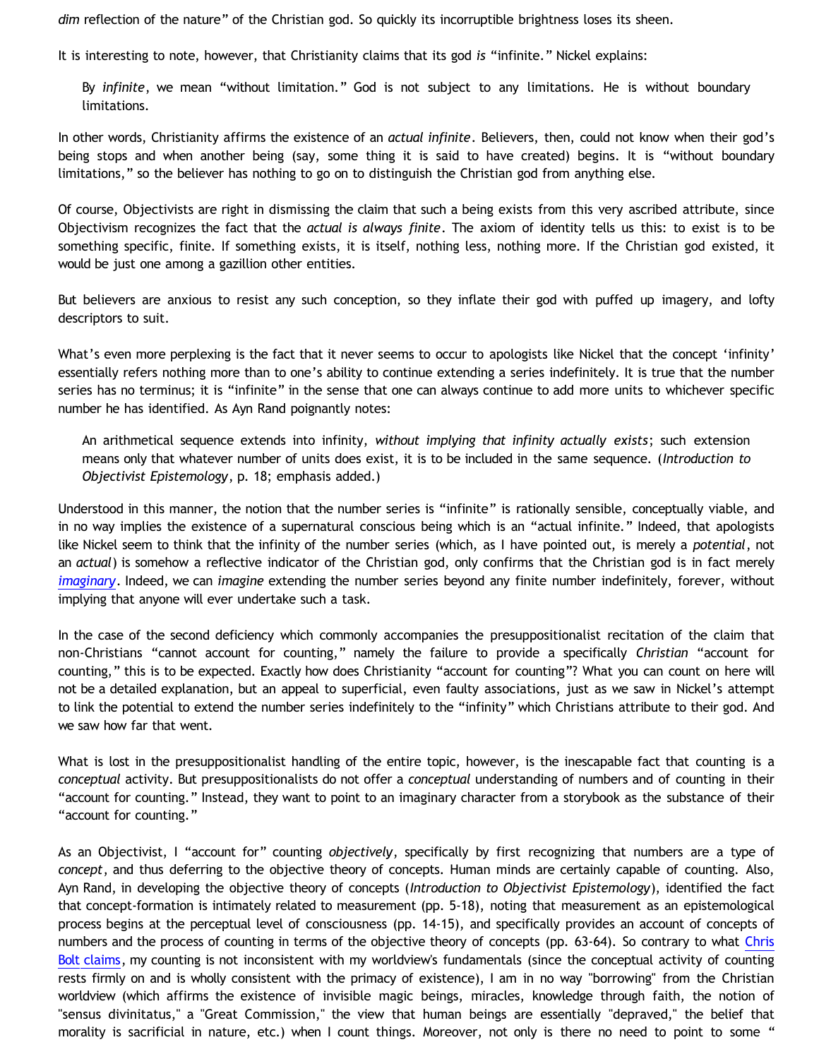*dim* reflection of the nature" of the Christian god. So quickly its incorruptible brightness loses its sheen.

It is interesting to note, however, that Christianity claims that its god *is* "infinite." Nickel explains:

> By *infinite*, we mean "without limitation." God is not subject to any limitations. He is without boundary limitations.

In other words, Christianity affirms the existence of an *actual infinite*. Believers, then, could not know when their god's being stops and when another being (say, some thing it is said to have created) begins. It is "without boundary limitations," so the believer has nothing to go on to distinguish the Christian god from anything else.

Of course, Objectivists are right in dismissing the claim that such a being exists from this very ascribed attribute, since Objectivism recognizes the fact that the *actual is always finite*. The axiom of identity tells us this: to exist is to be something specific, finite. If something exists, it is itself, nothing less, nothing more. If the Christian god existed, it would be just one among a gazillion other entities.

But believers are anxious to resist any such conception, so they inflate their god with puffed up imagery, and lofty descriptors to suit.

What's even more perplexing is the fact that it never seems to occur to apologists like Nickel that the concept 'infinity' essentially refers nothing more than to one's ability to continue extending a series indefinitely. It is true that the number series has no terminus; it is "infinite" in the sense that one can always continue to add more units to whichever specific number he has identified. As Ayn Rand poignantly notes:

> An arithmetical sequence extends into infinity, *without implying that infinity actually exists*; such extension means only that whatever number of units does exist, it is to be included in the same sequence. (*Introduction to Objectivist Epistemology*, p. 18; emphasis added.)

Understood in this manner, the notion that the number series is "infinite" is rationally sensible, conceptually viable, and in no way implies the existence of a supernatural conscious being which is an "actual infinite." Indeed, that apologists like Nickel seem to think that the infinity of the number series (which, as I have pointed out, is merely a *potential*, not an *actual*) is somehow a reflective indicator of the Christian god, only confirms that the Christian god is in fact merely *imaginary*. Indeed, we can *imagine* extending the number series beyond any finite number indefinitely, forever, without implying that anyone will ever undertake such a task.

In the case of the second deficiency which commonly accompanies the presuppositionalist recitation of the claim that non-Christians "cannot account for counting," namely the failure to provide a specifically *Christian* "account for counting," this is to be expected. Exactly how does Christianity "account for counting"? What you can count on here will not be a detailed explanation, but an appeal to superficial, even faulty associations, just as we saw in Nickel's attempt to link the potential to extend the number series indefinitely to the "infinity" which Christians attribute to their god. And we saw how far that went.

What is lost in the presuppositionalist handling of the entire topic, however, is the inescapable fact that counting is a *conceptual* activity. But presuppositionalists do not offer a *conceptual* understanding of numbers and of counting in their "account for counting." Instead, they want to point to an imaginary character from a storybook as the substance of their "account for counting."

As an Objectivist, I "account for" counting *objectively*, specifically by first recognizing that numbers are a type of *concept*, and thus deferring to the objective theory of concepts. Human minds are certainly capable of counting. Also, Ayn Rand, in developing the objective theory of concepts (*Introduction to Objectivist Epistemology*), identified the fact that concept-formation is intimately related to measurement (pp. 5-18), noting that measurement as an epistemological process begins at the perceptual level of consciousness (pp. 14-15), and specifically provides an account of concepts of numbers and the process of counting in terms of the objective theory of concepts (pp. 63-64). So contrary to what Chris Bolt claims, my counting is not inconsistent with my worldview's fundamentals (since the conceptual activity of counting rests firmly on and is wholly consistent with the primacy of existence), I am in no way "borrowing" from the Christian worldview (which affirms the existence of invisible magic beings, miracles, knowledge through faith, the notion of "sensus divinitatus," a "Great Commission," the view that human beings are essentially "depraved," the belief that morality is sacrificial in nature, etc.) when I count things. Moreover, not only is there no need to point to some "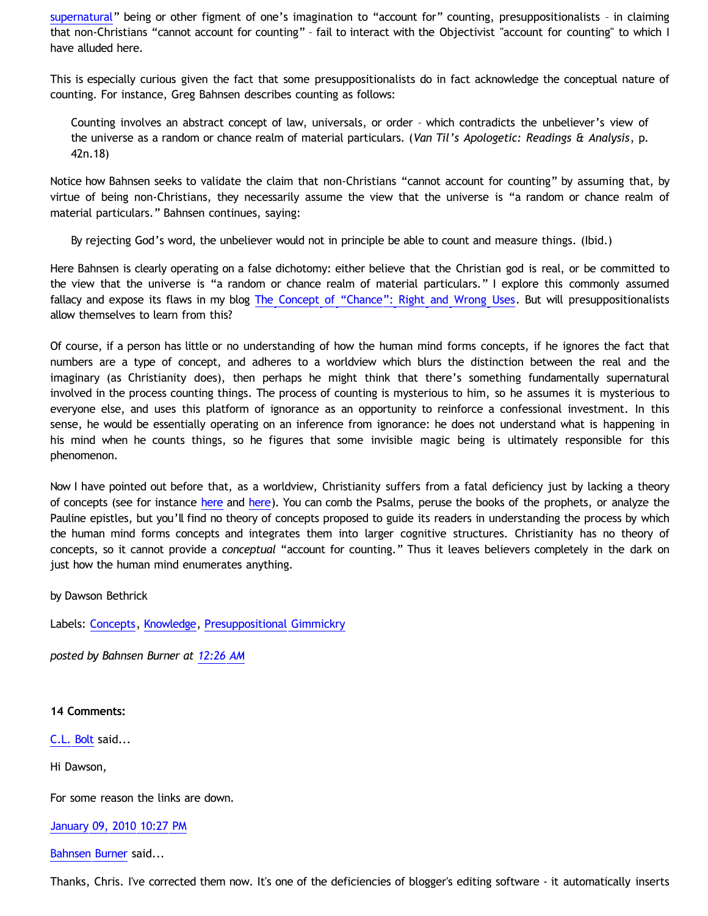supernatural" being or other figment of one's imagination to "account for" counting, presuppositionalists – in claiming that non-Christians "cannot account for counting" – fail to interact with the Objectivist "account for counting" to which I have alluded here.

This is especially curious given the fact that some presuppositionalists do in fact acknowledge the conceptual nature of counting. For instance, Greg Bahnsen describes counting as follows:

> Counting involves an abstract concept of law, universals, or order – which contradicts the unbeliever's view of the universe as a random or chance realm of material particulars. (*Van Til's Apologetic: Readings & Analysis*, p. 42n.18)

Notice how Bahnsen seeks to validate the claim that non-Christians "cannot account for counting" by assuming that, by virtue of being non-Christians, they necessarily assume the view that the universe is "a random or chance realm of material particulars." Bahnsen continues, saying:

> By rejecting God's word, the unbeliever would not in principle be able to count and measure things. (Ibid.)

Here Bahnsen is clearly operating on a false dichotomy: either believe that the Christian god is real, or be committed to the view that the universe is "a random or chance realm of material particulars." I explore this commonly assumed fallacy and expose its flaws in my blog The Concept of "Chance": Right and Wrong Uses. But will presuppositionalists allow themselves to learn from this?

Of course, if a person has little or no understanding of how the human mind forms concepts, if he ignores the fact that numbers are a type of concept, and adheres to a worldview which blurs the distinction between the real and the imaginary (as Christianity does), then perhaps he might think that there's something fundamentally supernatural involved in the process counting things. The process of counting is mysterious to him, so he assumes it is mysterious to everyone else, and uses this platform of ignorance as an opportunity to reinforce a confessional investment. In this sense, he would be essentially operating on an inference from ignorance: he does not understand what is happening in his mind when he counts things, so he figures that some invisible magic being is ultimately responsible for this phenomenon.

Now I have pointed out before that, as a worldview, Christianity suffers from a fatal deficiency just by lacking a theory of concepts (see for instance here and here). You can comb the Psalms, peruse the books of the prophets, or analyze the Pauline epistles, but you'll find no theory of concepts proposed to guide its readers in understanding the process by which the human mind forms concepts and integrates them into larger cognitive structures. Christianity has no theory of concepts, so it cannot provide a *conceptual* "account for counting." Thus it leaves believers completely in the dark on just how the human mind enumerates anything.

by Dawson Bethrick

Labels: Concepts, Knowledge, Presuppositional Gimmickry

*posted by Bahnsen Burner at 12:26 AM*

**14 Comments:**

C.L. Bolt said...

Hi Dawson,

For some reason the links are down.

January 09, 2010 10:27 PM

Bahnsen Burner said...

Thanks, Chris. I've corrected them now. It's one of the deficiencies of blogger's editing software - it automatically inserts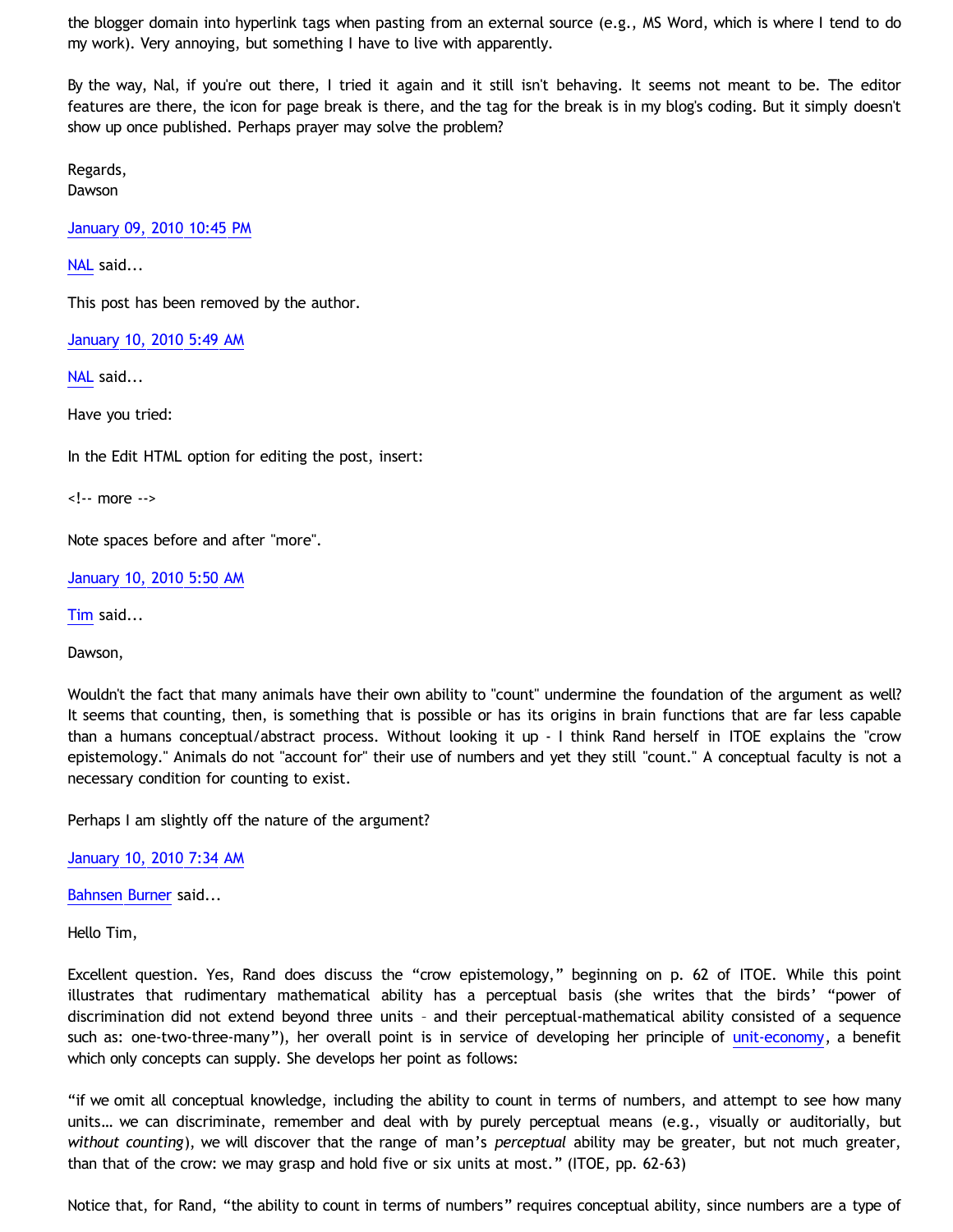the blogger domain into hyperlink tags when pasting from an external source (e.g., MS Word, which is where I tend to do my work). Very annoying, but something I have to live with apparently.

By the way, Nal, if you're out there, I tried it again and it still isn't behaving. It seems not meant to be. The editor features are there, the icon for page break is there, and the tag for the break is in my blog's coding. But it simply doesn't show up once published. Perhaps prayer may solve the problem?

Regards,
Dawson

January 09, 2010 10:45 PM

NAL said...

This post has been removed by the author.

January 10, 2010 5:49 AM

NAL said...

Have you tried:

In the Edit HTML option for editing the post, insert:

<!-- more -->

Note spaces before and after "more".

January 10, 2010 5:50 AM

Tim said...

Dawson,

Wouldn't the fact that many animals have their own ability to "count" undermine the foundation of the argument as well? It seems that counting, then, is something that is possible or has its origins in brain functions that are far less capable than a humans conceptual/abstract process. Without looking it up - I think Rand herself in ITOE explains the "crow epistemology." Animals do not "account for" their use of numbers and yet they still "count." A conceptual faculty is not a necessary condition for counting to exist.

Perhaps I am slightly off the nature of the argument?

January 10, 2010 7:34 AM

Bahnsen Burner said...

Hello Tim,

Excellent question. Yes, Rand does discuss the "crow epistemology," beginning on p. 62 of ITOE. While this point illustrates that rudimentary mathematical ability has a perceptual basis (she writes that the birds' "power of discrimination did not extend beyond three units – and their perceptual-mathematical ability consisted of a sequence such as: one-two-three-many"), her overall point is in service of developing her principle of unit-economy, a benefit which only concepts can supply. She develops her point as follows:

"if we omit all conceptual knowledge, including the ability to count in terms of numbers, and attempt to see how many units… we can discriminate, remember and deal with by purely perceptual means (e.g., visually or auditorially, but *without counting*), we will discover that the range of man's *perceptual* ability may be greater, but not much greater, than that of the crow: we may grasp and hold five or six units at most." (ITOE, pp. 62-63)

Notice that, for Rand, "the ability to count in terms of numbers" requires conceptual ability, since numbers are a type of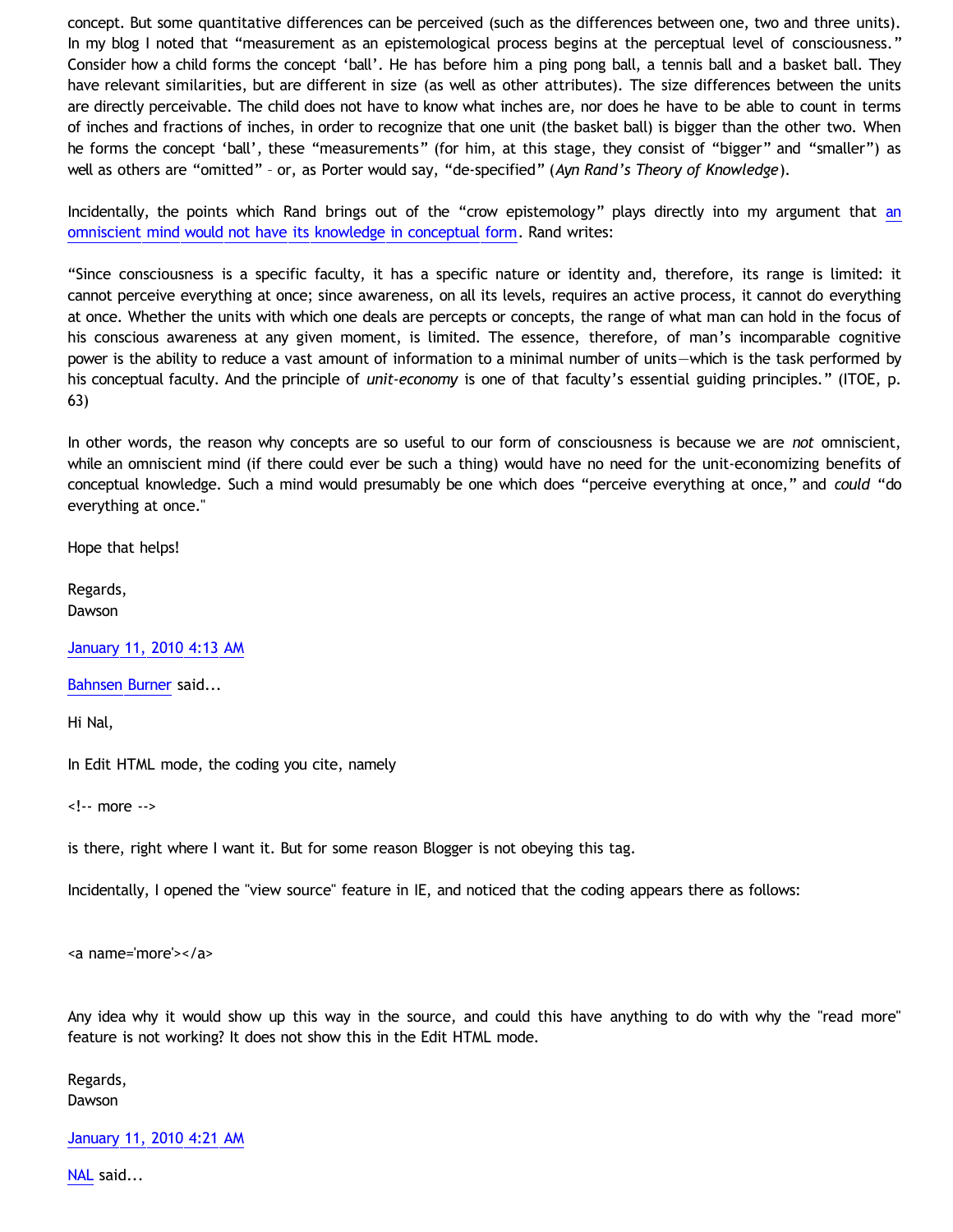concept. But some quantitative differences can be perceived (such as the differences between one, two and three units). In my blog I noted that "measurement as an epistemological process begins at the perceptual level of consciousness." Consider how a child forms the concept 'ball'. He has before him a ping pong ball, a tennis ball and a basket ball. They have relevant similarities, but are different in size (as well as other attributes). The size differences between the units are directly perceivable. The child does not have to know what inches are, nor does he have to be able to count in terms of inches and fractions of inches, in order to recognize that one unit (the basket ball) is bigger than the other two. When he forms the concept 'ball', these "measurements" (for him, at this stage, they consist of "bigger" and "smaller") as well as others are "omitted" – or, as Porter would say, "de-specified" (*Ayn Rand's Theory of Knowledge*).

Incidentally, the points which Rand brings out of the "crow epistemology" plays directly into my argument that [an omniscient mind would not have its knowledge in conceptual form](). Rand writes:

"Since consciousness is a specific faculty, it has a specific nature or identity and, therefore, its range is limited: it cannot perceive everything at once; since awareness, on all its levels, requires an active process, it cannot do everything at once. Whether the units with which one deals are percepts or concepts, the range of what man can hold in the focus of his conscious awareness at any given moment, is limited. The essence, therefore, of man's incomparable cognitive power is the ability to reduce a vast amount of information to a minimal number of units—which is the task performed by his conceptual faculty. And the principle of *unit-economy* is one of that faculty's essential guiding principles." (ITOE, p. 63)

In other words, the reason why concepts are so useful to our form of consciousness is because we are *not* omniscient, while an omniscient mind (if there could ever be such a thing) would have no need for the unit-economizing benefits of conceptual knowledge. Such a mind would presumably be one which does "perceive everything at once," and *could* "do everything at once."

Hope that helps!

Regards,
Dawson

[January 11, 2010 4:13 AM]()

[Bahnsen Burner]() said...

Hi Nal,

In Edit HTML mode, the coding you cite, namely

<!-- more -->

is there, right where I want it. But for some reason Blogger is not obeying this tag.

Incidentally, I opened the "view source" feature in IE, and noticed that the coding appears there as follows:

<a name='more'></a>

Any idea why it would show up this way in the source, and could this have anything to do with why the "read more" feature is not working? It does not show this in the Edit HTML mode.

Regards,
Dawson

[January 11, 2010 4:21 AM]()

[NAL]() said...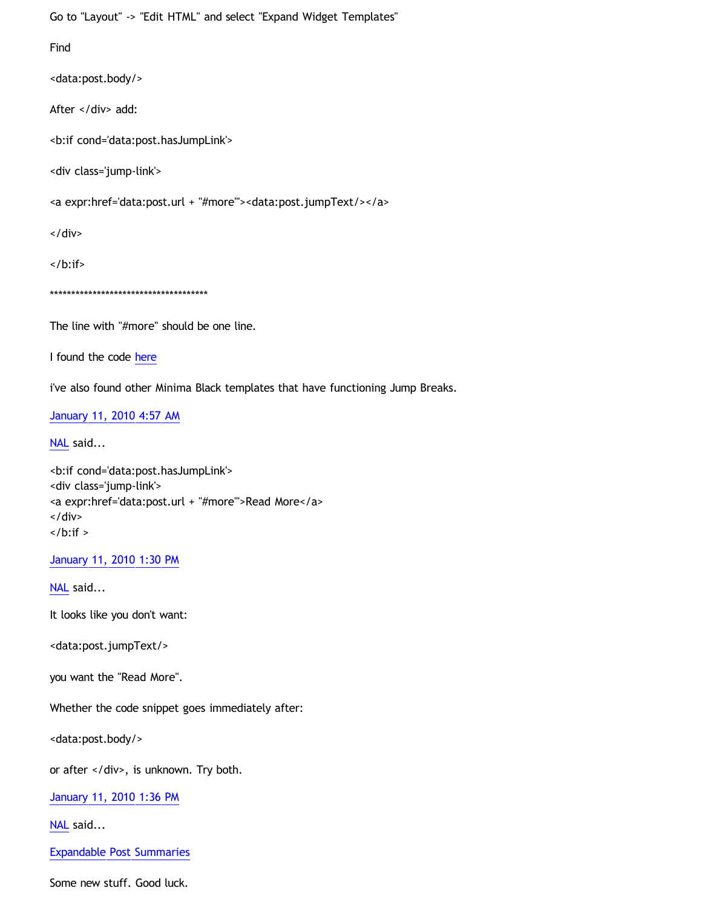Go to "Layout" -> "Edit HTML" and select "Expand Widget Templates"

Find

<data:post.body/>

After </div> add:

<b:if cond='data:post.hasJumpLink'>

<div class='jump-link'>

<a expr:href='data:post.url + "#more"'><data:post.jumpText/></a>

</div>

</b:if>

*************************************

The line with "#more" should be one line.

I found the code [here]

i've also found other Minima Black templates that have functioning Jump Breaks.

[January 11, 2010 4:57 AM]

[NAL] said...

```
<b:if cond='data:post.hasJumpLink'>
<div class='jump-link'>
<a expr:href='data:post.url + "#more"'>Read More</a>
</div>
</b:if >
```

[January 11, 2010 1:30 PM]

[NAL] said...

It looks like you don't want:

<data:post.jumpText/>

you want the "Read More".

Whether the code snippet goes immediately after:

<data:post.body/>

or after </div>, is unknown. Try both.

[January 11, 2010 1:36 PM]

[NAL] said...

[Expandable Post Summaries]

Some new stuff. Good luck.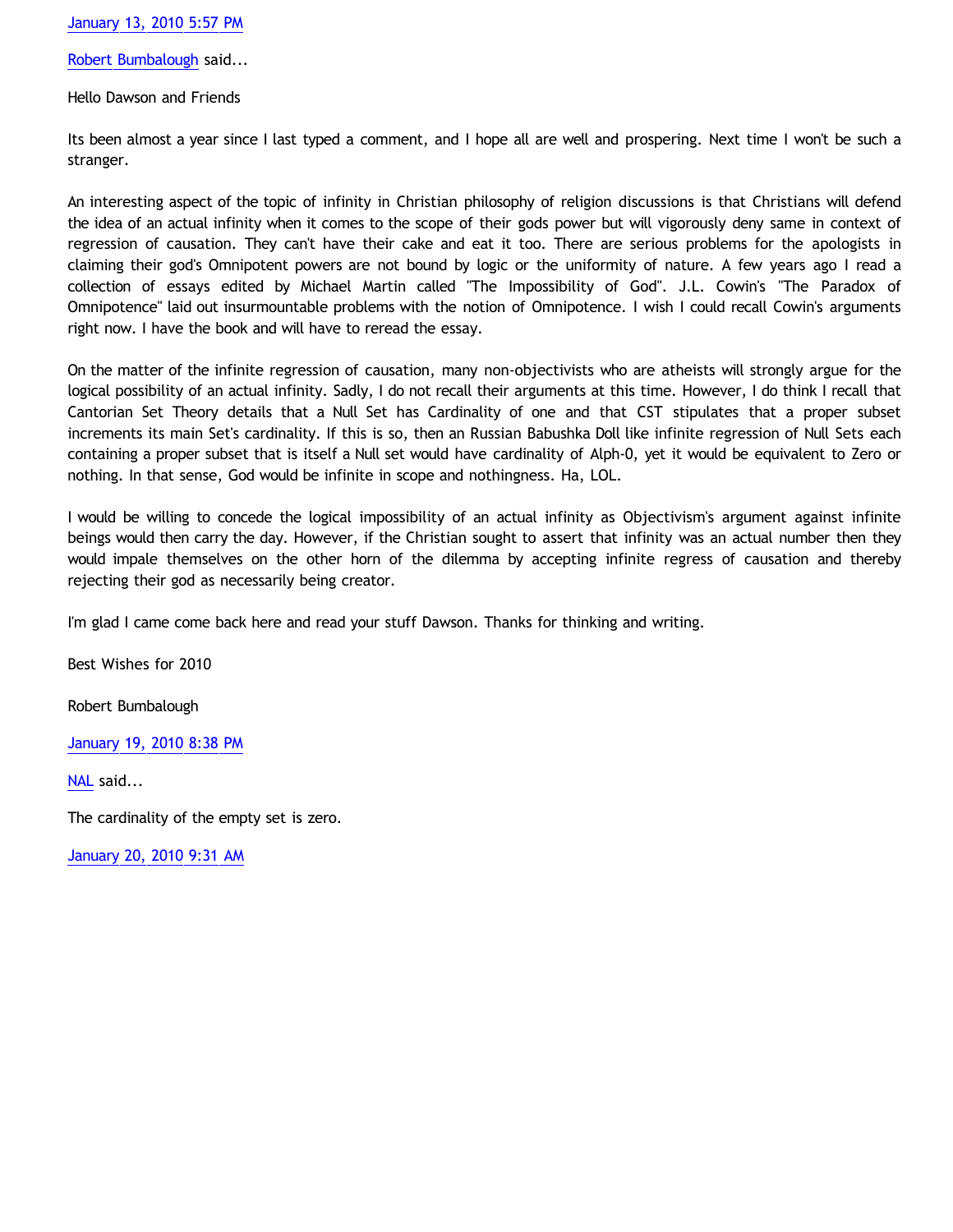January 13, 2010 5:57 PM

Robert Bumbalough said...

Hello Dawson and Friends

Its been almost a year since I last typed a comment, and I hope all are well and prospering. Next time I won't be such a stranger.

An interesting aspect of the topic of infinity in Christian philosophy of religion discussions is that Christians will defend the idea of an actual infinity when it comes to the scope of their gods power but will vigorously deny same in context of regression of causation. They can't have their cake and eat it too. There are serious problems for the apologists in claiming their god's Omnipotent powers are not bound by logic or the uniformity of nature. A few years ago I read a collection of essays edited by Michael Martin called "The Impossibility of God". J.L. Cowin's "The Paradox of Omnipotence" laid out insurmountable problems with the notion of Omnipotence. I wish I could recall Cowin's arguments right now. I have the book and will have to reread the essay.

On the matter of the infinite regression of causation, many non-objectivists who are atheists will strongly argue for the logical possibility of an actual infinity. Sadly, I do not recall their arguments at this time. However, I do think I recall that Cantorian Set Theory details that a Null Set has Cardinality of one and that CST stipulates that a proper subset increments its main Set's cardinality. If this is so, then an Russian Babushka Doll like infinite regression of Null Sets each containing a proper subset that is itself a Null set would have cardinality of Alph-0, yet it would be equivalent to Zero or nothing. In that sense, God would be infinite in scope and nothingness. Ha, LOL.

I would be willing to concede the logical impossibility of an actual infinity as Objectivism's argument against infinite beings would then carry the day. However, if the Christian sought to assert that infinity was an actual number then they would impale themselves on the other horn of the dilemma by accepting infinite regress of causation and thereby rejecting their god as necessarily being creator.

I'm glad I came come back here and read your stuff Dawson. Thanks for thinking and writing.

Best Wishes for 2010

Robert Bumbalough

January 19, 2010 8:38 PM

NAL said...

The cardinality of the empty set is zero.

January 20, 2010 9:31 AM